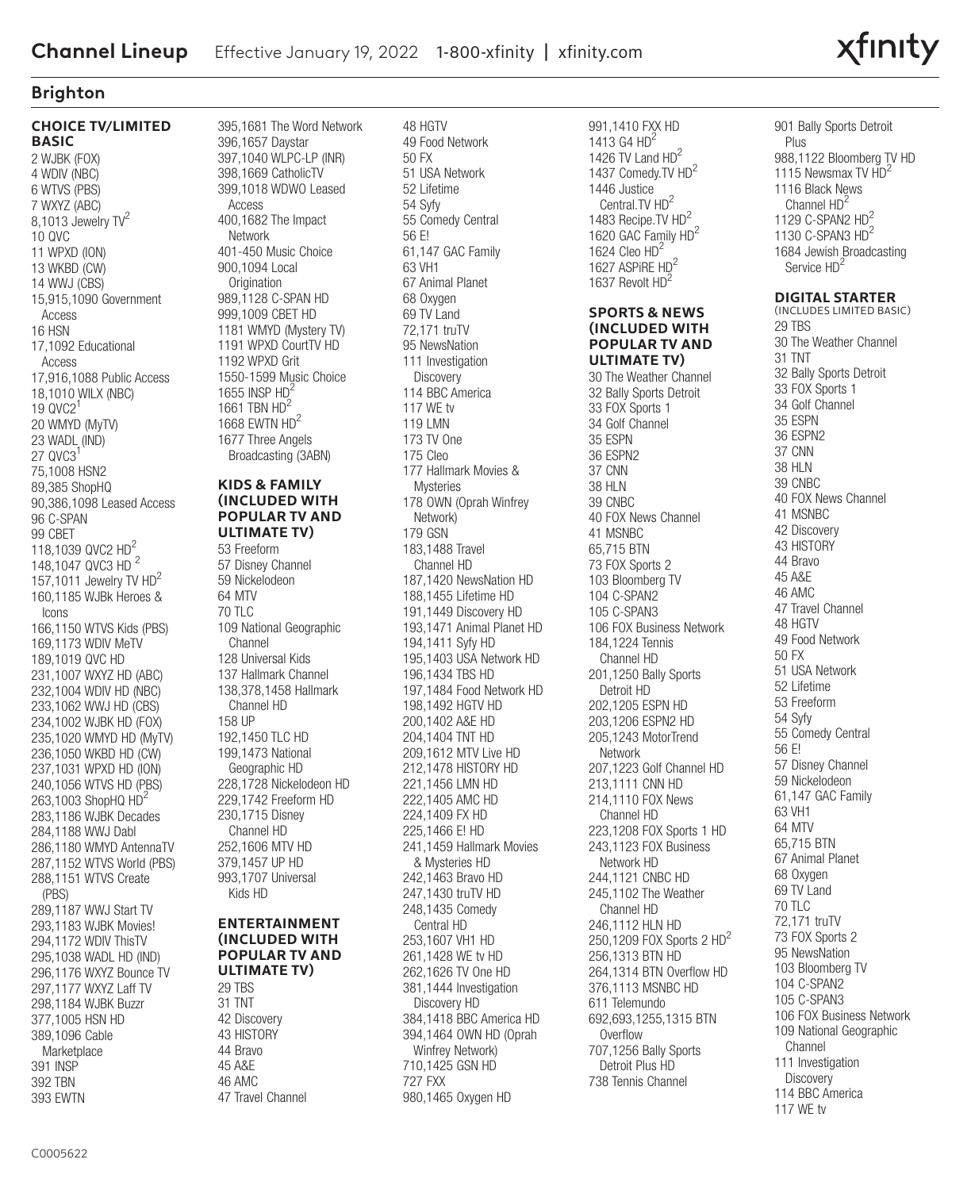# Channel Lineup

Effective January 19, 2022 | 1-800-xfinity | xfinity.com

xfinity

## Brighton

### CHOICE TV/LIMITED BASIC

2 WJBK (FOX)
4 WDIV (NBC)
6 WTVS (PBS)
7 WXYZ (ABC)
8,1013 Jewelry TV[2]
10 QVC
11 WPXD (ION)
13 WKBD (CW)
14 WWJ (CBS)
15,915,1090 Government Access
16 HSN
17,1092 Educational Access
17,916,1088 Public Access
18,1010 WILX (NBC)
19 QVC2[1]
20 WMYD (MyTV)
23 WADL (IND)
27 QVC3[1]
75,1008 HSN2
89,385 ShopHQ
90,386,1098 Leased Access
96 C-SPAN
99 CBET
118,1039 QVC2 HD[2]
148,1047 QVC3 HD [2]
157,1011 Jewelry TV HD[2]
160,1185 WJBk Heroes & Icons
166,1150 WTVS Kids (PBS)
169,1173 WDIV MeTV
189,1019 QVC HD
231,1007 WXYZ HD (ABC)
232,1004 WDIV HD (NBC)
233,1062 WWJ HD (CBS)
234,1002 WJBK HD (FOX)
235,1020 WMYD HD (MyTV)
236,1050 WKBD HD (CW)
237,1031 WPXD HD (ION)
240,1056 WTVS HD (PBS)
263,1003 ShopHQ HD[2]
283,1186 WJBK Decades
284,1188 WWJ Dabl
286,1180 WMYD AntennaTV
287,1152 WTVS World (PBS)
288,1151 WTVS Create (PBS)
289,1187 WWJ Start TV
293,1183 WJBK Movies!
294,1172 WDIV ThisTV
295,1038 WADL HD (IND)
296,1176 WXYZ Bounce TV
297,1177 WXYZ Laff TV
298,1184 WJBK Buzzr
377,1005 HSN HD
389,1096 Cable Marketplace
391 INSP
392 TBN
393 EWTN
395,1681 The Word Network
396,1657 Daystar
397,1040 WLPC-LP (INR)
398,1669 CatholicTV
399,1018 WDWO Leased Access
400,1682 The Impact Network
401-450 Music Choice
900,1094 Local Origination
989,1128 C-SPAN HD
999,1009 CBET HD
1181 WMYD (Mystery TV)
1191 WPXD CourtTV HD
1192 WPXD Grit
1550-1599 Music Choice
1655 INSP HD[2]
1661 TBN HD[2]
1668 EWTN HD[2]
1677 Three Angels Broadcasting (3ABN)

### KIDS & FAMILY (INCLUDED WITH POPULAR TV AND ULTIMATE TV)

53 Freeform
57 Disney Channel
59 Nickelodeon
64 MTV
70 TLC
109 National Geographic Channel
128 Universal Kids
137 Hallmark Channel
138,378,1458 Hallmark Channel HD
158 UP
192,1450 TLC HD
199,1473 National Geographic HD
228,1728 Nickelodeon HD
229,1742 Freeform HD
230,1715 Disney Channel HD
252,1606 MTV HD
379,1457 UP HD
993,1707 Universal Kids HD

### ENTERTAINMENT (INCLUDED WITH POPULAR TV AND ULTIMATE TV)

29 TBS
31 TNT
42 Discovery
43 HISTORY
44 Bravo
45 A&E
46 AMC
47 Travel Channel
48 HGTV
49 Food Network
50 FX
51 USA Network
52 Lifetime
54 Syfy
55 Comedy Central
56 E!
61,147 GAC Family
63 VH1
67 Animal Planet
68 Oxygen
69 TV Land
72,171 truTV
95 NewsNation
111 Investigation Discovery
114 BBC America
117 WE tv
119 LMN
173 TV One
175 Cleo
177 Hallmark Movies & Mysteries
178 OWN (Oprah Winfrey Network)
179 GSN
183,1488 Travel Channel HD
187,1420 NewsNation HD
188,1455 Lifetime HD
191,1449 Discovery HD
193,1471 Animal Planet HD
194,1411 Syfy HD
195,1403 USA Network HD
196,1434 TBS HD
197,1484 Food Network HD
198,1492 HGTV HD
200,1402 A&E HD
204,1404 TNT HD
209,1612 MTV Live HD
212,1478 HISTORY HD
221,1456 LMN HD
222,1405 AMC HD
224,1409 FX HD
225,1466 E! HD
241,1459 Hallmark Movies & Mysteries HD
242,1463 Bravo HD
247,1430 truTV HD
248,1435 Comedy Central HD
253,1607 VH1 HD
261,1428 WE tv HD
262,1626 TV One HD
381,1444 Investigation Discovery HD
384,1418 BBC America HD
394,1464 OWN HD (Oprah Winfrey Network)
710,1425 GSN HD
727 FXX
980,1465 Oxygen HD
991,1410 FXX HD
1413 G4 HD[2]
1426 TV Land HD[2]
1437 Comedy.TV HD[2]
1446 Justice Central.TV HD[2]
1483 Recipe.TV HD[2]
1620 GAC Family HD[2]
1624 Cleo HD[2]
1627 ASPiRE HD[2]
1637 Revolt HD[2]

### SPORTS & NEWS (INCLUDED WITH POPULAR TV AND ULTIMATE TV)

30 The Weather Channel
32 Bally Sports Detroit
33 FOX Sports 1
34 Golf Channel
35 ESPN
36 ESPN2
37 CNN
38 HLN
39 CNBC
40 FOX News Channel
41 MSNBC
65,715 BTN
73 FOX Sports 2
103 Bloomberg TV
104 C-SPAN2
105 C-SPAN3
106 FOX Business Network
184,1224 Tennis Channel HD
201,1250 Bally Sports Detroit HD
202,1205 ESPN HD
203,1206 ESPN2 HD
205,1243 MotorTrend Network
207,1223 Golf Channel HD
213,1111 CNN HD
214,1110 FOX News Channel HD
223,1208 FOX Sports 1 HD
243,1123 FOX Business Network HD
244,1121 CNBC HD
245,1102 The Weather Channel HD
246,1112 HLN HD
250,1209 FOX Sports 2 HD[2]
256,1313 BTN HD
264,1314 BTN Overflow HD
376,1113 MSNBC HD
611 Telemundo
692,693,1255,1315 BTN Overflow
707,1256 Bally Sports Detroit Plus HD
738 Tennis Channel
901 Bally Sports Detroit Plus
988,1122 Bloomberg TV HD
1115 Newsmax TV HD[2]
1116 Black News Channel HD[2]
1129 C-SPAN2 HD[2]
1130 C-SPAN3 HD[2]
1684 Jewish Broadcasting Service HD[2]

### DIGITAL STARTER
(INCLUDES LIMITED BASIC)

29 TBS
30 The Weather Channel
31 TNT
32 Bally Sports Detroit
33 FOX Sports 1
34 Golf Channel
35 ESPN
36 ESPN2
37 CNN
38 HLN
39 CNBC
40 FOX News Channel
41 MSNBC
42 Discovery
43 HISTORY
44 Bravo
45 A&E
46 AMC
47 Travel Channel
48 HGTV
49 Food Network
50 FX
51 USA Network
52 Lifetime
53 Freeform
54 Syfy
55 Comedy Central
56 E!
57 Disney Channel
59 Nickelodeon
61,147 GAC Family
63 VH1
64 MTV
65,715 BTN
67 Animal Planet
68 Oxygen
69 TV Land
70 TLC
72,171 truTV
73 FOX Sports 2
95 NewsNation
103 Bloomberg TV
104 C-SPAN2
105 C-SPAN3
106 FOX Business Network
109 National Geographic Channel
111 Investigation Discovery
114 BBC America
117 WE tv

C0005622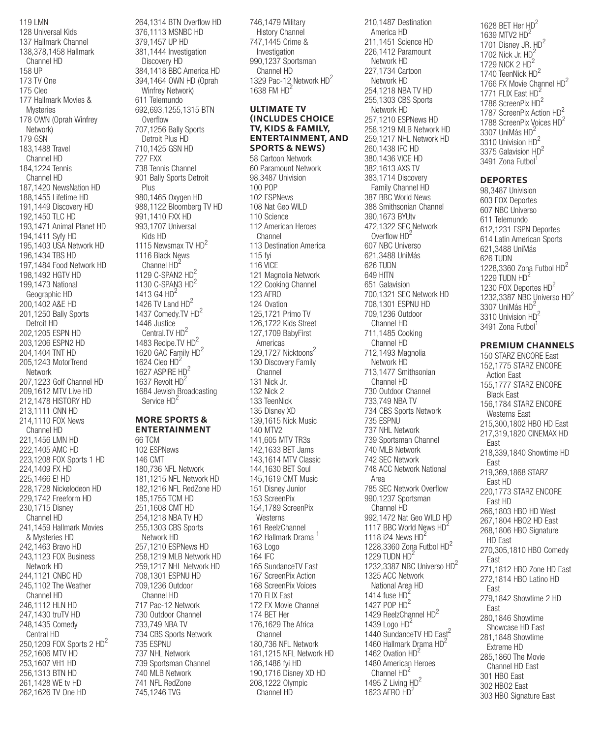119 LMN
128 Universal Kids
137 Hallmark Channel
138,378,1458 Hallmark Channel HD
158 UP
173 TV One
175 Cleo
177 Hallmark Movies & Mysteries
178 OWN (Oprah Winfrey Network)
179 GSN
183,1488 Travel Channel HD
184,1224 Tennis Channel HD
187,1420 NewsNation HD
188,1455 Lifetime HD
191,1449 Discovery HD
192,1450 TLC HD
193,1471 Animal Planet HD
194,1411 Syfy HD
195,1403 USA Network HD
196,1434 TBS HD
197,1484 Food Network HD
198,1492 HGTV HD
199,1473 National Geographic HD
200,1402 A&E HD
201,1250 Bally Sports Detroit HD
202,1205 ESPN HD
203,1206 ESPN2 HD
204,1404 TNT HD
205,1243 MotorTrend Network
207,1223 Golf Channel HD
209,1612 MTV Live HD
212,1478 HISTORY HD
213,1111 CNN HD
214,1110 FOX News Channel HD
221,1456 LMN HD
222,1405 AMC HD
223,1208 FOX Sports 1 HD
224,1409 FX HD
225,1466 E! HD
228,1728 Nickelodeon HD
229,1742 Freeform HD
230,1715 Disney Channel HD
241,1459 Hallmark Movies & Mysteries HD
242,1463 Bravo HD
243,1123 FOX Business Network HD
244,1121 CNBC HD
245,1102 The Weather Channel HD
246,1112 HLN HD
247,1430 truTV HD
248,1435 Comedy Central HD
250,1209 FOX Sports 2 HD[2]
252,1606 MTV HD
253,1607 VH1 HD
256,1313 BTN HD
261,1428 WE tv HD
262,1626 TV One HD
264,1314 BTN Overflow HD
376,1113 MSNBC HD
379,1457 UP HD
381,1444 Investigation Discovery HD
384,1418 BBC America HD
394,1464 OWN HD (Oprah Winfrey Network)
611 Telemundo
692,693,1255,1315 BTN Overflow
707,1256 Bally Sports Detroit Plus HD
710,1425 GSN HD
727 FXX
738 Tennis Channel
901 Bally Sports Detroit Plus
980,1465 Oxygen HD
988,1122 Bloomberg TV HD
991,1410 FXX HD
993,1707 Universal Kids HD
1115 Newsmax TV HD[2]
1116 Black News Channel HD[2]
1129 C-SPAN2 HD[2]
1130 C-SPAN3 HD[2]
1413 G4 HD[2]
1426 TV Land HD[2]
1437 Comedy.TV HD[2]
1446 Justice Central.TV HD[2]
1483 Recipe.TV HD[2]
1620 GAC Family HD[2]
1624 Cleo HD[2]
1627 ASPiRE HD[2]
1637 Revolt HD[2]
1684 Jewish Broadcasting Service HD[2]

## MORE SPORTS & ENTERTAINMENT

66 TCM
102 ESPNews
146 CMT
180,736 NFL Network
181,1215 NFL Network HD
182,1216 NFL RedZone HD
185,1755 TCM HD
251,1608 CMT HD
254,1218 NBA TV HD
255,1303 CBS Sports Network HD
257,1210 ESPNews HD
258,1219 MLB Network HD
259,1217 NHL Network HD
708,1301 ESPNU HD
709,1236 Outdoor Channel HD
717 Pac-12 Network
730 Outdoor Channel
733,749 NBA TV
734 CBS Sports Network
735 ESPNU
737 NHL Network
739 Sportsman Channel
740 MLB Network
741 NFL RedZone
745,1246 TVG
746,1479 Military History Channel
747,1445 Crime & Investigation
990,1237 Sportsman Channel HD
1329 Pac-12 Network HD[2]
1638 FM HD[2]

## ULTIMATE TV (INCLUDES CHOICE TV, KIDS & FAMILY, ENTERTAINMENT, AND SPORTS & NEWS)

58 Cartoon Network
60 Paramount Network
98,3487 Univision
100 POP
102 ESPNews
108 Nat Geo WILD
110 Science
112 American Heroes Channel
113 Destination America
115 fyi
116 VICE
121 Magnolia Network
122 Cooking Channel
123 AFRO
124 Ovation
125,1721 Primo TV
126,1722 Kids Street
127,1709 BabyFirst Americas
129,1727 Nicktoons[2]
130 Discovery Family Channel
131 Nick Jr.
132 Nick 2
133 TeenNick
135 Disney XD
139,1615 Nick Music
140 MTV2
141,605 MTV TR3s
142,1633 BET Jams
143,1614 MTV Classic
144,1630 BET Soul
145,1619 CMT Music
151 Disney Junior
153 ScreenPix
154,1789 ScreenPix Westerns
161 ReelzChannel
162 Hallmark Drama [1]
163 Logo
164 IFC
165 SundanceTV East
167 ScreenPix Action
168 ScreenPix Voices
170 FLIX East
172 FX Movie Channel
174 BET Her
176,1629 The Africa Channel
180,736 NFL Network
181,1215 NFL Network HD
186,1486 fyi HD
190,1716 Disney XD HD
208,1222 Olympic Channel HD
210,1487 Destination America HD
211,1451 Science HD
226,1412 Paramount Network HD
227,1734 Cartoon Network HD
254,1218 NBA TV HD
255,1303 CBS Sports Network HD
257,1210 ESPNews HD
258,1219 MLB Network HD
259,1217 NHL Network HD
260,1438 IFC HD
380,1436 VICE HD
382,1613 AXS TV
383,1714 Discovery Family Channel HD
387 BBC World News
388 Smithsonian Channel
390,1673 BYUtv
472,1322 SEC Network Overflow HD[2]
607 NBC Universo
621,3488 UniMás
626 TUDN
649 HITN
651 Galavision
700,1321 SEC Network HD
708,1301 ESPNU HD
709,1236 Outdoor Channel HD
711,1485 Cooking Channel HD
712,1493 Magnolia Network HD
713,1477 Smithsonian Channel HD
730 Outdoor Channel
733,749 NBA TV
734 CBS Sports Network
735 ESPNU
737 NHL Network
739 Sportsman Channel
740 MLB Network
742 SEC Network
748 ACC Network National Area
785 SEC Network Overflow
990,1237 Sportsman Channel HD
992,1472 Nat Geo WILD HD
1117 BBC World News HD[2]
1118 i24 News HD[2]
1228,3360 Zona Futbol HD[2]
1229 TUDN HD[2]
1232,3387 NBC Universo HD[2]
1325 ACC Network National Area HD
1414 fuse HD[2]
1427 POP HD[2]
1429 ReelzChannel HD[2]
1439 Logo HD[2]
1440 SundanceTV HD East[2]
1460 Hallmark Drama HD[2]
1462 Ovation HD[2]
1480 American Heroes Channel HD[2]
1495 Z Living HD[2]
1623 AFRO HD[2]
1628 BET Her HD[2]
1639 MTV2 HD[2]
1701 Disney JR. HD[2]
1702 Nick Jr. HD[2]
1729 NICK 2 HD[2]
1740 TeenNick HD[2]
1766 FX Movie Channel HD[2]
1771 FLIX East HD[2]
1786 ScreenPix HD[2]
1787 ScreenPix Action HD[2]
1788 ScreenPix Voices HD[2]
3307 UniMás HD[2]
3310 Univision HD[2]
3375 Galavision HD[2]
3491 Zona Futbol[1]

## DEPORTES

98,3487 Univision
603 FOX Deportes
607 NBC Universo
611 Telemundo
612,1231 ESPN Deportes
614 Latin American Sports
621,3488 UniMás
626 TUDN
1228,3360 Zona Futbol HD[2]
1229 TUDN HD[2]
1230 FOX Deportes HD[2]
1232,3387 NBC Universo HD[2]
3307 UniMás HD[2]
3310 Univision HD[2]
3491 Zona Futbol[1]

## PREMIUM CHANNELS

150 STARZ ENCORE East
152,1775 STARZ ENCORE Action East
155,1777 STARZ ENCORE Black East
156,1784 STARZ ENCORE Westerns East
215,300,1802 HBO HD East
217,319,1820 CINEMAX HD East
218,339,1840 Showtime HD East
219,369,1868 STARZ East HD
220,1773 STARZ ENCORE East HD
266,1803 HBO HD West
267,1804 HBO2 HD East
268,1806 HBO Signature HD East
270,305,1810 HBO Comedy East
271,1812 HBO Zone HD East
272,1814 HBO Latino HD East
279,1842 Showtime 2 HD East
280,1846 Showtime Showcase HD East
281,1848 Showtime Extreme HD
285,1860 The Movie Channel HD East
301 HBO East
302 HBO2 East
303 HBO Signature East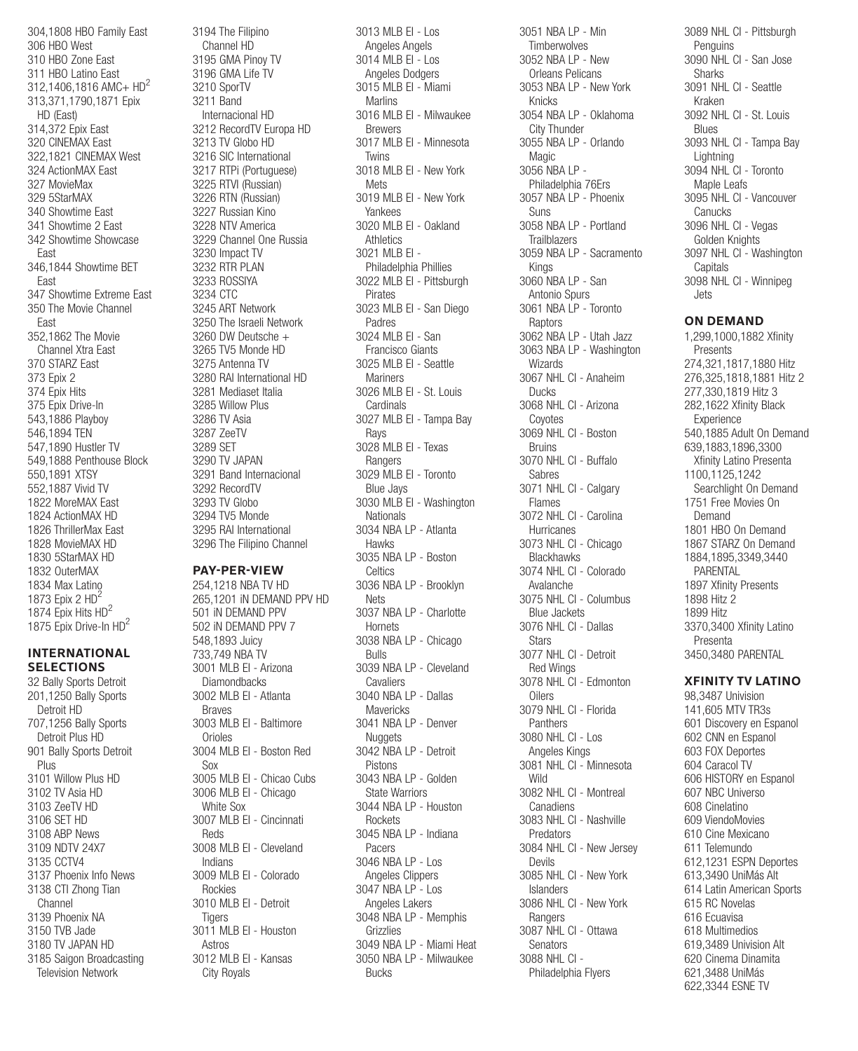304,1808 HBO Family East
306 HBO West
310 HBO Zone East
311 HBO Latino East
312,1406,1816 AMC+ HD[2]
313,371,1790,1871 Epix HD (East)
314,372 Epix East
320 CINEMAX East
322,1821 CINEMAX West
324 ActionMAX East
327 MovieMax
329 5StarMAX
340 Showtime East
341 Showtime 2 East
342 Showtime Showcase East
346,1844 Showtime BET East
347 Showtime Extreme East
350 The Movie Channel East
352,1862 The Movie Channel Xtra East
370 STARZ East
373 Epix 2
374 Epix Hits
375 Epix Drive-In
543,1886 Playboy
546,1894 TEN
547,1890 Hustler TV
549,1888 Penthouse Block
550,1891 XTSY
552,1887 Vivid TV
1822 MoreMAX East
1824 ActionMAX HD
1826 ThrillerMax East
1828 MovieMAX HD
1830 5StarMAX HD
1832 OuterMAX
1834 Max Latino
1873 Epix 2 HD[2]
1874 Epix Hits HD[2]
1875 Epix Drive-In HD[2]

## INTERNATIONAL SELECTIONS

32 Bally Sports Detroit
201,1250 Bally Sports Detroit HD
707,1256 Bally Sports Detroit Plus HD
901 Bally Sports Detroit Plus
3101 Willow Plus HD
3102 TV Asia HD
3103 ZeeTV HD
3106 SET HD
3108 ABP News
3109 NDTV 24X7
3135 CCTV4
3137 Phoenix Info News
3138 CTI Zhong Tian Channel
3139 Phoenix NA
3150 TVB Jade
3180 TV JAPAN HD
3185 Saigon Broadcasting Television Network
3194 The Filipino Channel HD
3195 GMA Pinoy TV
3196 GMA Life TV
3210 SporTV
3211 Band Internacional HD
3212 RecordTV Europa HD
3213 TV Globo HD
3216 SIC International
3217 RTPi (Portuguese)
3225 RTVI (Russian)
3226 RTN (Russian)
3227 Russian Kino
3228 NTV America
3229 Channel One Russia
3230 Impact TV
3232 RTR PLAN
3233 ROSSIYA
3234 CTC
3245 ART Network
3250 The Israeli Network
3260 DW Deutsche +
3265 TV5 Monde HD
3275 Antenna TV
3280 RAI International HD
3281 Mediaset Italia
3285 Willow Plus
3286 TV Asia
3287 ZeeTV
3289 SET
3290 TV JAPAN
3291 Band Internacional
3292 RecordTV
3293 TV Globo
3294 TV5 Monde
3295 RAI International
3296 The Filipino Channel

## PAY-PER-VIEW

254,1218 NBA TV HD
265,1201 iN DEMAND PPV HD
501 iN DEMAND PPV
502 iN DEMAND PPV 7
548,1893 Juicy
733,749 NBA TV
3001 MLB EI - Arizona Diamondbacks
3002 MLB EI - Atlanta Braves
3003 MLB EI - Baltimore Orioles
3004 MLB EI - Boston Red Sox
3005 MLB EI - Chicao Cubs
3006 MLB EI - Chicago White Sox
3007 MLB EI - Cincinnati Reds
3008 MLB EI - Cleveland Indians
3009 MLB EI - Colorado Rockies
3010 MLB EI - Detroit Tigers
3011 MLB EI - Houston Astros
3012 MLB EI - Kansas City Royals
3013 MLB EI - Los Angeles Angels
3014 MLB EI - Los Angeles Dodgers
3015 MLB EI - Miami Marlins
3016 MLB EI - Milwaukee Brewers
3017 MLB EI - Minnesota Twins
3018 MLB EI - New York Mets
3019 MLB EI - New York Yankees
3020 MLB EI - Oakland Athletics
3021 MLB EI - Philadelphia Phillies
3022 MLB EI - Pittsburgh Pirates
3023 MLB EI - San Diego Padres
3024 MLB EI - San Francisco Giants
3025 MLB EI - Seattle Mariners
3026 MLB EI - St. Louis Cardinals
3027 MLB EI - Tampa Bay Rays
3028 MLB EI - Texas Rangers
3029 MLB EI - Toronto Blue Jays
3030 MLB EI - Washington Nationals
3034 NBA LP - Atlanta Hawks
3035 NBA LP - Boston Celtics
3036 NBA LP - Brooklyn Nets
3037 NBA LP - Charlotte Hornets
3038 NBA LP - Chicago Bulls
3039 NBA LP - Cleveland Cavaliers
3040 NBA LP - Dallas Mavericks
3041 NBA LP - Denver Nuggets
3042 NBA LP - Detroit Pistons
3043 NBA LP - Golden State Warriors
3044 NBA LP - Houston Rockets
3045 NBA LP - Indiana Pacers
3046 NBA LP - Los Angeles Clippers
3047 NBA LP - Los Angeles Lakers
3048 NBA LP - Memphis Grizzlies
3049 NBA LP - Miami Heat
3050 NBA LP - Milwaukee Bucks
3051 NBA LP - Min Timberwolves
3052 NBA LP - New Orleans Pelicans
3053 NBA LP - New York Knicks
3054 NBA LP - Oklahoma City Thunder
3055 NBA LP - Orlando Magic
3056 NBA LP - Philadelphia 76Ers
3057 NBA LP - Phoenix Suns
3058 NBA LP - Portland Trailblazers
3059 NBA LP - Sacramento Kings
3060 NBA LP - San Antonio Spurs
3061 NBA LP - Toronto Raptors
3062 NBA LP - Utah Jazz
3063 NBA LP - Washington Wizards
3067 NHL CI - Anaheim Ducks
3068 NHL CI - Arizona Coyotes
3069 NHL CI - Boston Bruins
3070 NHL CI - Buffalo Sabres
3071 NHL CI - Calgary Flames
3072 NHL CI - Carolina Hurricanes
3073 NHL CI - Chicago Blackhawks
3074 NHL CI - Colorado Avalanche
3075 NHL CI - Columbus Blue Jackets
3076 NHL CI - Dallas Stars
3077 NHL CI - Detroit Red Wings
3078 NHL CI - Edmonton Oilers
3079 NHL CI - Florida Panthers
3080 NHL CI - Los Angeles Kings
3081 NHL CI - Minnesota Wild
3082 NHL CI - Montreal Canadiens
3083 NHL CI - Nashville Predators
3084 NHL CI - New Jersey Devils
3085 NHL CI - New York Islanders
3086 NHL CI - New York Rangers
3087 NHL CI - Ottawa Senators
3088 NHL CI - Philadelphia Flyers
3089 NHL CI - Pittsburgh Penguins
3090 NHL CI - San Jose Sharks
3091 NHL CI - Seattle Kraken
3092 NHL CI - St. Louis Blues
3093 NHL CI - Tampa Bay Lightning
3094 NHL CI - Toronto Maple Leafs
3095 NHL CI - Vancouver Canucks
3096 NHL CI - Vegas Golden Knights
3097 NHL CI - Washington Capitals
3098 NHL CI - Winnipeg Jets

## ON DEMAND

1,299,1000,1882 Xfinity Presents
274,321,1817,1880 Hitz
276,325,1818,1881 Hitz 2
277,330,1819 Hitz 3
282,1622 Xfinity Black Experience
540,1885 Adult On Demand
639,1883,1896,3300 Xfinity Latino Presenta
1100,1125,1242 Searchlight On Demand
1751 Free Movies On Demand
1801 HBO On Demand
1867 STARZ On Demand
1884,1895,3349,3440 PARENTAL
1897 Xfinity Presents
1898 Hitz 2
1899 Hitz
3370,3400 Xfinity Latino Presenta
3450,3480 PARENTAL

## XFINITY TV LATINO

98,3487 Univision
141,605 MTV TR3s
601 Discovery en Espanol
602 CNN en Espanol
603 FOX Deportes
604 Caracol TV
606 HISTORY en Espanol
607 NBC Universo
608 Cinelatino
609 ViendoMovies
610 Cine Mexicano
611 Telemundo
612,1231 ESPN Deportes
613,3490 UniMás Alt
614 Latin American Sports
615 RC Novelas
616 Ecuavisa
618 Multimedios
619,3489 Univision Alt
620 Cinema Dinamita
621,3488 UniMás
622,3344 ESNE TV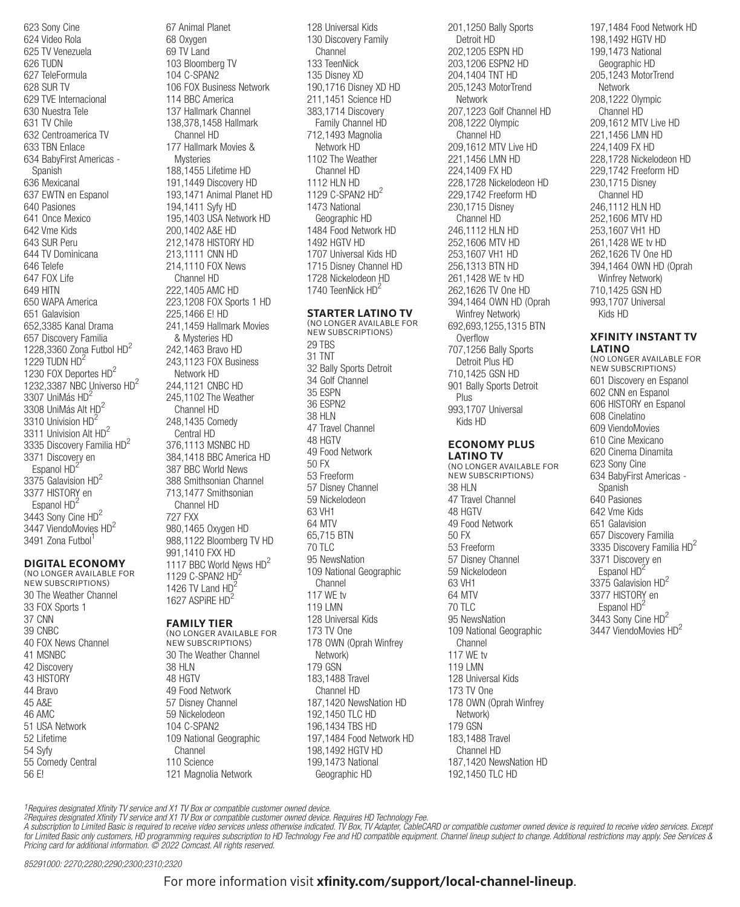623 Sony Cine
624 Video Rola
625 TV Venezuela
626 TUDN
627 TeleFormula
628 SUR TV
629 TVE Internacional
630 Nuestra Tele
631 TV Chile
632 Centroamerica TV
633 TBN Enlace
634 BabyFirst Americas - Spanish
636 Mexicanal
637 EWTN en Espanol
640 Pasiones
641 Once Mexico
642 Vme Kids
643 SUR Peru
644 TV Dominicana
646 Telefe
647 FOX Life
649 HITN
650 WAPA America
651 Galavision
652,3385 Kanal Drama
657 Discovery Familia
1228,3360 Zona Futbol HD[2]
1229 TUDN HD[2]
1230 FOX Deportes HD[2]
1232,3387 NBC Universo HD[2]
3307 UniMás HD[2]
3308 UniMás Alt HD[2]
3310 Univision HD[2]
3311 Univision Alt HD[2]
3335 Discovery Familia HD[2]
3371 Discovery en Espanol HD[2]
3375 Galavision HD[2]
3377 HISTORY en Espanol HD[2]
3443 Sony Cine HD[2]
3447 ViendoMovies HD[2]
3491 Zona Futbol[1]

### DIGITAL ECONOMY
(NO LONGER AVAILABLE FOR NEW SUBSCRIPTIONS)

30 The Weather Channel
33 FOX Sports 1
37 CNN
39 CNBC
40 FOX News Channel
41 MSNBC
42 Discovery
43 HISTORY
44 Bravo
45 A&E
46 AMC
51 USA Network
52 Lifetime
54 Syfy
55 Comedy Central
56 E!
67 Animal Planet
68 Oxygen
69 TV Land
103 Bloomberg TV
104 C-SPAN2
106 FOX Business Network
114 BBC America
137 Hallmark Channel
138,378,1458 Hallmark Channel HD
177 Hallmark Movies & Mysteries
188,1455 Lifetime HD
191,1449 Discovery HD
193,1471 Animal Planet HD
194,1411 Syfy HD
195,1403 USA Network HD
200,1402 A&E HD
212,1478 HISTORY HD
213,1111 CNN HD
214,1110 FOX News Channel HD
222,1405 AMC HD
223,1208 FOX Sports 1 HD
225,1466 E! HD
241,1459 Hallmark Movies & Mysteries HD
242,1463 Bravo HD
243,1123 FOX Business Network HD
244,1121 CNBC HD
245,1102 The Weather Channel HD
248,1435 Comedy Central HD
376,1113 MSNBC HD
384,1418 BBC America HD
387 BBC World News
388 Smithsonian Channel
713,1477 Smithsonian Channel HD
727 FXX
980,1465 Oxygen HD
988,1122 Bloomberg TV HD
991,1410 FXX HD
1117 BBC World News HD[2]
1129 C-SPAN2 HD[2]
1426 TV Land HD[2]
1627 ASPiRE HD[2]

### FAMILY TIER
(NO LONGER AVAILABLE FOR NEW SUBSCRIPTIONS)

30 The Weather Channel
38 HLN
48 HGTV
49 Food Network
57 Disney Channel
59 Nickelodeon
104 C-SPAN2
109 National Geographic Channel
110 Science
121 Magnolia Network
128 Universal Kids
130 Discovery Family Channel
133 TeenNick
135 Disney XD
190,1716 Disney XD HD
211,1451 Science HD
383,1714 Discovery Family Channel HD
712,1493 Magnolia Network HD
1102 The Weather Channel HD
1112 HLN HD
1129 C-SPAN2 HD[2]
1473 National Geographic HD
1484 Food Network HD
1492 HGTV HD
1707 Universal Kids HD
1715 Disney Channel HD
1728 Nickelodeon HD
1740 TeenNick HD[2]

### STARTER LATINO TV
(NO LONGER AVAILABLE FOR NEW SUBSCRIPTIONS)

29 TBS
31 TNT
32 Bally Sports Detroit
34 Golf Channel
35 ESPN
36 ESPN2
38 HLN
47 Travel Channel
48 HGTV
49 Food Network
50 FX
53 Freeform
57 Disney Channel
59 Nickelodeon
63 VH1
64 MTV
65,715 BTN
70 TLC
95 NewsNation
109 National Geographic Channel
117 WE tv
119 LMN
128 Universal Kids
173 TV One
178 OWN (Oprah Winfrey Network)
179 GSN
183,1488 Travel Channel HD
187,1420 NewsNation HD
192,1450 TLC HD
196,1434 TBS HD
197,1484 Food Network HD
198,1492 HGTV HD
199,1473 National Geographic HD
201,1250 Bally Sports Detroit HD
202,1205 ESPN HD
203,1206 ESPN2 HD
204,1404 TNT HD
205,1243 MotorTrend Network
207,1223 Golf Channel HD
208,1222 Olympic Channel HD
209,1612 MTV Live HD
221,1456 LMN HD
224,1409 FX HD
228,1728 Nickelodeon HD
229,1742 Freeform HD
230,1715 Disney Channel HD
246,1112 HLN HD
252,1606 MTV HD
253,1607 VH1 HD
256,1313 BTN HD
261,1428 WE tv HD
262,1626 TV One HD
394,1464 OWN HD (Oprah Winfrey Network)
692,693,1255,1315 BTN Overflow
707,1256 Bally Sports Detroit Plus HD
710,1425 GSN HD
901 Bally Sports Detroit Plus
993,1707 Universal Kids HD

### ECONOMY PLUS LATINO TV
(NO LONGER AVAILABLE FOR NEW SUBSCRIPTIONS)

38 HLN
47 Travel Channel
48 HGTV
49 Food Network
50 FX
53 Freeform
57 Disney Channel
59 Nickelodeon
63 VH1
64 MTV
70 TLC
95 NewsNation
109 National Geographic Channel
117 WE tv
119 LMN
128 Universal Kids
173 TV One
178 OWN (Oprah Winfrey Network)
179 GSN
183,1488 Travel Channel HD
187,1420 NewsNation HD
192,1450 TLC HD
197,1484 Food Network HD
198,1492 HGTV HD
199,1473 National Geographic HD
205,1243 MotorTrend Network
208,1222 Olympic Channel HD
209,1612 MTV Live HD
221,1456 LMN HD
224,1409 FX HD
228,1728 Nickelodeon HD
229,1742 Freeform HD
230,1715 Disney Channel HD
246,1112 HLN HD
252,1606 MTV HD
253,1607 VH1 HD
261,1428 WE tv HD
262,1626 TV One HD
394,1464 OWN HD (Oprah Winfrey Network)
710,1425 GSN HD
993,1707 Universal Kids HD

### XFINITY INSTANT TV LATINO
(NO LONGER AVAILABLE FOR NEW SUBSCRIPTIONS)

601 Discovery en Espanol
602 CNN en Espanol
606 HISTORY en Espanol
608 Cinelatino
609 ViendoMovies
610 Cine Mexicano
620 Cinema Dinamita
623 Sony Cine
634 BabyFirst Americas - Spanish
640 Pasiones
642 Vme Kids
651 Galavision
657 Discovery Familia
3335 Discovery Familia HD[2]
3371 Discovery en Espanol HD[2]
3375 Galavision HD[2]
3377 HISTORY en Espanol HD[2]
3443 Sony Cine HD[2]
3447 ViendoMovies HD[2]

*[1]Requires designated Xfinity TV service and X1 TV Box or compatible customer owned device.*
*[2]Requires designated Xfinity TV service and X1 TV Box or compatible customer owned device. Requires HD Technology Fee.*
*A subscription to Limited Basic is required to receive video services unless otherwise indicated. TV Box, TV Adapter, CableCARD or compatible customer owned device is required to receive video services. Except for Limited Basic only customers, HD programming requires subscription to HD Technology Fee and HD compatible equipment. Channel lineup subject to change. Additional restrictions may apply. See Services & Pricing card for additional information. © 2022 Comcast. All rights reserved.*

*85291000: 2270;2280;2290;2300;2310;2320*

For more information visit **xfinity.com/support/local-channel-lineup**.